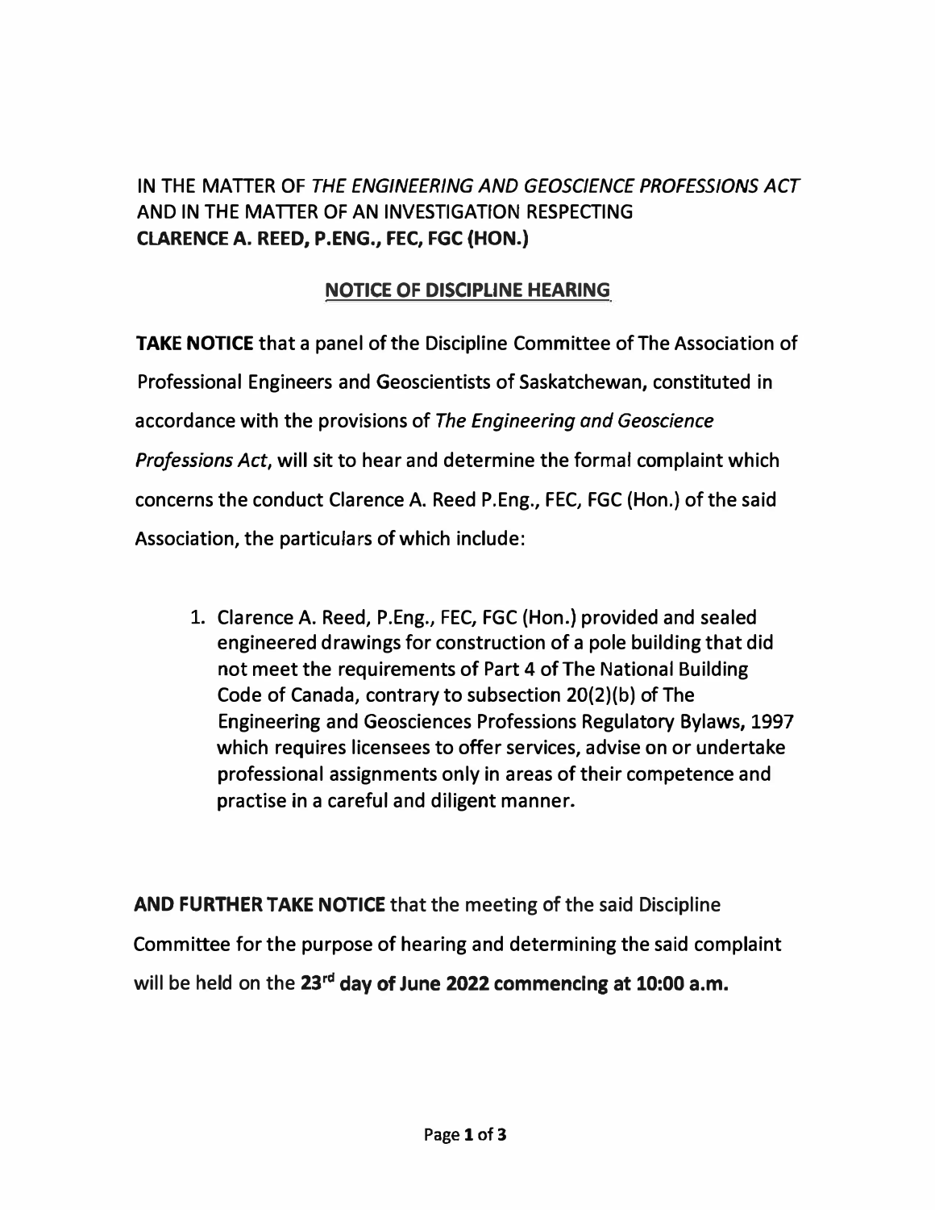IN THE MATTER OF *THE ENGINEERING AND GEOSCIENCE PROFESSIONS ACT*
AND IN THE MATTER OF AN INVESTIGATION RESPECTING
**CLARENCE A. REED, P.ENG., FEC, FGC (HON.)**

## NOTICE OF DISCIPLINE HEARING

**TAKE NOTICE** that a panel of the Discipline Committee of The Association of Professional Engineers and Geoscientists of Saskatchewan, constituted in accordance with the provisions of *The Engineering and Geoscience Professions Act*, will sit to hear and determine the formal complaint which concerns the conduct Clarence A. Reed P.Eng., FEC, FGC (Hon.) of the said Association, the particulars of which include:

1. **Clarence A. Reed, P.Eng., FEC, FGC (Hon.) provided and sealed engineered drawings for construction of a pole building that did not meet the requirements of Part 4 of The National Building Code of Canada, contrary to subsection 20(2)(b) of The Engineering and Geosciences Professions Regulatory Bylaws, 1997 which requires licensees to offer services, advise on or undertake professional assignments only in areas of their competence and practise in a careful and diligent manner.**

**AND FURTHER TAKE NOTICE** that the meeting of the said Discipline Committee for the purpose of hearing and determining the said complaint will be held on the **23rd day of June 2022 commencing at 10:00 a.m.**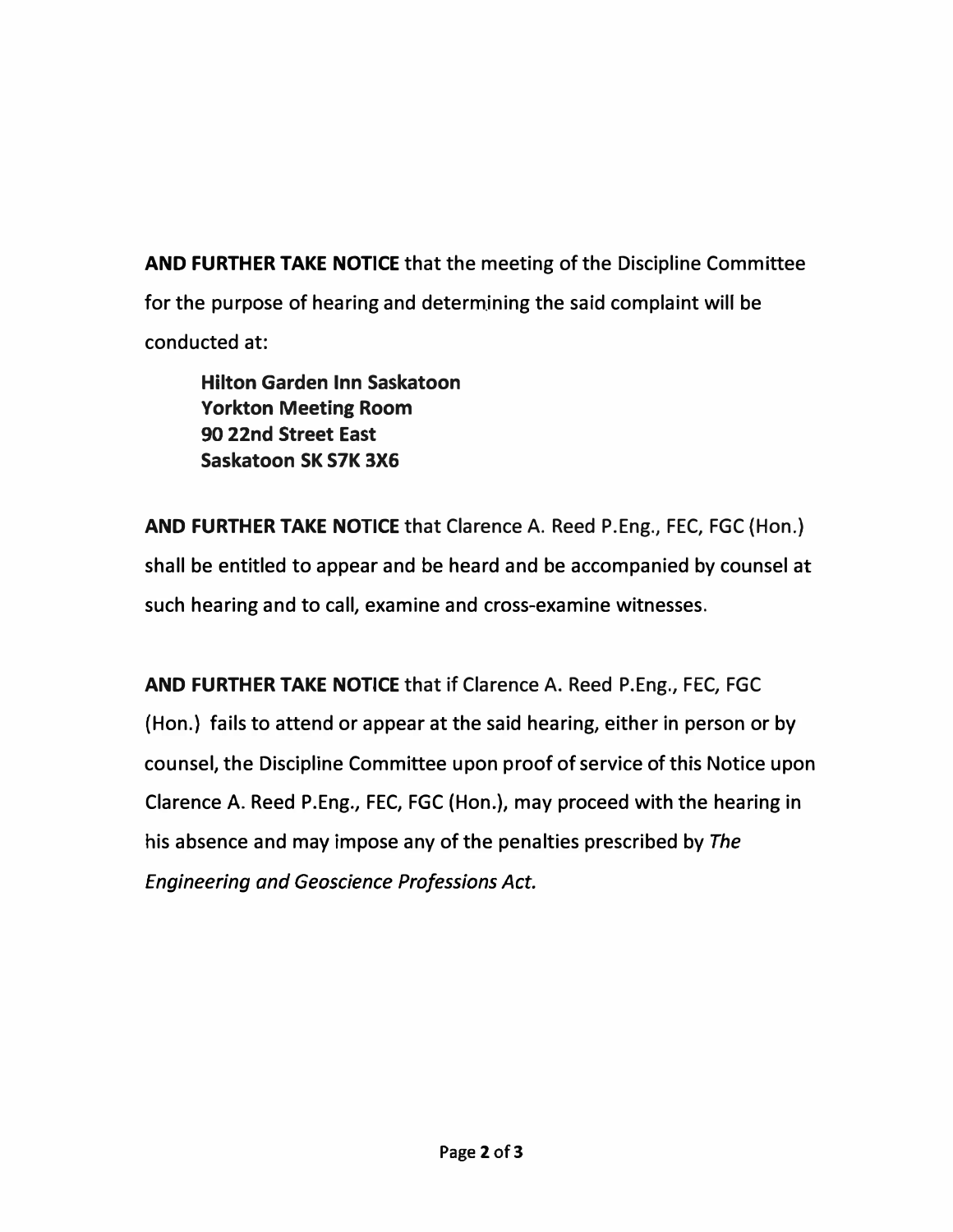**AND FURTHER TAKE NOTICE** that the meeting of the Discipline Committee for the purpose of hearing and determining the said complaint will be conducted at:

> **Hilton Garden Inn Saskatoon**
> **Yorkton Meeting Room**
> **90 22nd Street East**
> **Saskatoon SK S7K 3X6**

**AND FURTHER TAKE NOTICE** that Clarence A. Reed P.Eng., FEC, FGC (Hon.) shall be entitled to appear and be heard and be accompanied by counsel at such hearing and to call, examine and cross-examine witnesses.

**AND FURTHER TAKE NOTICE** that if Clarence A. Reed P.Eng., FEC, FGC (Hon.) fails to attend or appear at the said hearing, either in person or by counsel, the Discipline Committee upon proof of service of this Notice upon Clarence A. Reed P.Eng., FEC, FGC (Hon.), may proceed with the hearing in his absence and may impose any of the penalties prescribed by *The Engineering and Geoscience Professions Act.*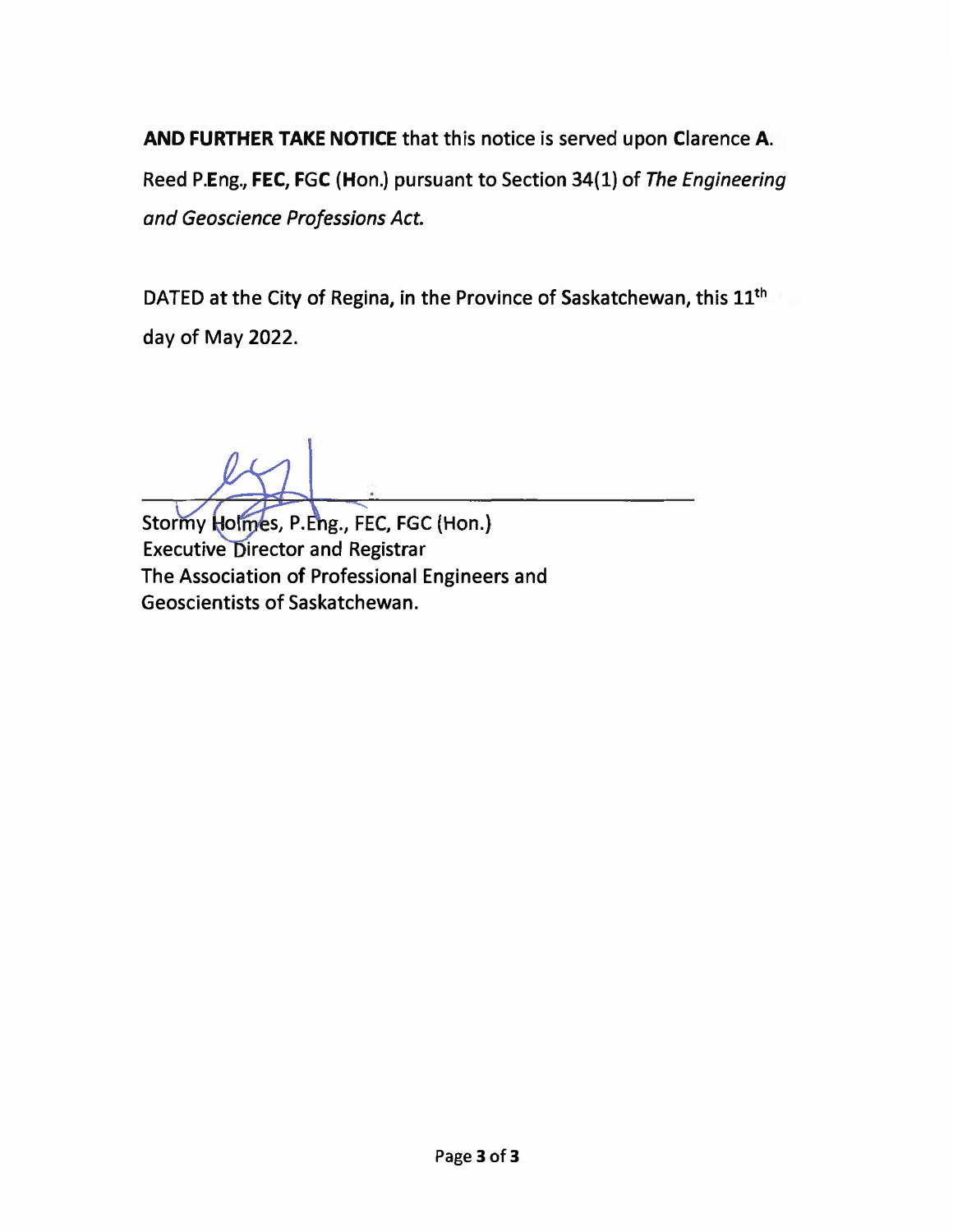**AND FURTHER TAKE NOTICE** that this notice is served upon Clarence A. Reed P.Eng., FEC, FGC (Hon.) pursuant to Section 34(1) of *The Engineering and Geoscience Professions Act.*

DATED at the City of Regina, in the Province of Saskatchewan, this 11th day of May 2022.

Stormy Holmes, P.Eng., FEC, FGC (Hon.)
Executive Director and Registrar
The Association of Professional Engineers and Geoscientists of Saskatchewan.